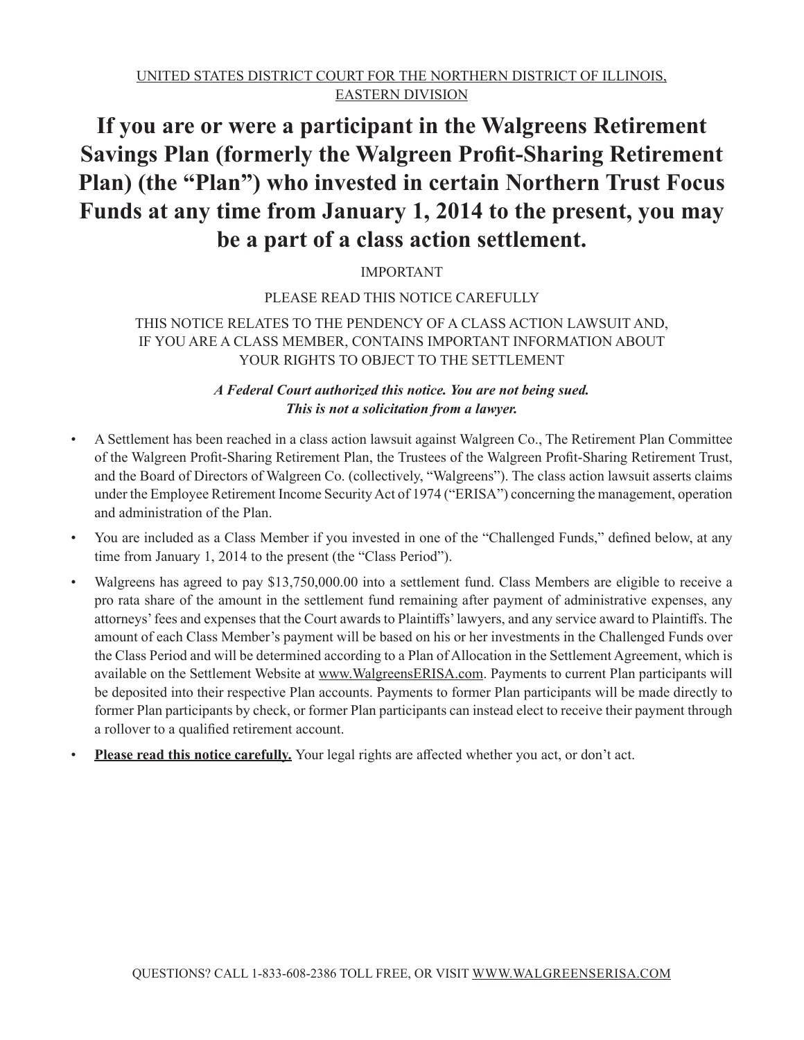UNITED STATES DISTRICT COURT FOR THE NORTHERN DISTRICT OF ILLINOIS, EASTERN DIVISION

# If you are or were a participant in the Walgreens Retirement Savings Plan (formerly the Walgreen Profit-Sharing Retirement Plan) (the "Plan") who invested in certain Northern Trust Focus Funds at any time from January 1, 2014 to the present, you may be a part of a class action settlement.

IMPORTANT

PLEASE READ THIS NOTICE CAREFULLY

THIS NOTICE RELATES TO THE PENDENCY OF A CLASS ACTION LAWSUIT AND, IF YOU ARE A CLASS MEMBER, CONTAINS IMPORTANT INFORMATION ABOUT YOUR RIGHTS TO OBJECT TO THE SETTLEMENT

***A Federal Court authorized this notice. You are not being sued. This is not a solicitation from a lawyer.***

- A Settlement has been reached in a class action lawsuit against Walgreen Co., The Retirement Plan Committee of the Walgreen Profit-Sharing Retirement Plan, the Trustees of the Walgreen Profit-Sharing Retirement Trust, and the Board of Directors of Walgreen Co. (collectively, "Walgreens"). The class action lawsuit asserts claims under the Employee Retirement Income Security Act of 1974 ("ERISA") concerning the management, operation and administration of the Plan.
- You are included as a Class Member if you invested in one of the "Challenged Funds," defined below, at any time from January 1, 2014 to the present (the "Class Period").
- Walgreens has agreed to pay $13,750,000.00 into a settlement fund. Class Members are eligible to receive a pro rata share of the amount in the settlement fund remaining after payment of administrative expenses, any attorneys' fees and expenses that the Court awards to Plaintiffs' lawyers, and any service award to Plaintiffs. The amount of each Class Member's payment will be based on his or her investments in the Challenged Funds over the Class Period and will be determined according to a Plan of Allocation in the Settlement Agreement, which is available on the Settlement Website at www.WalgreensERISA.com. Payments to current Plan participants will be deposited into their respective Plan accounts. Payments to former Plan participants will be made directly to former Plan participants by check, or former Plan participants can instead elect to receive their payment through a rollover to a qualified retirement account.
- **Please read this notice carefully.** Your legal rights are affected whether you act, or don't act.

QUESTIONS? CALL 1-833-608-2386 TOLL FREE, OR VISIT WWW.WALGREENSERISA.COM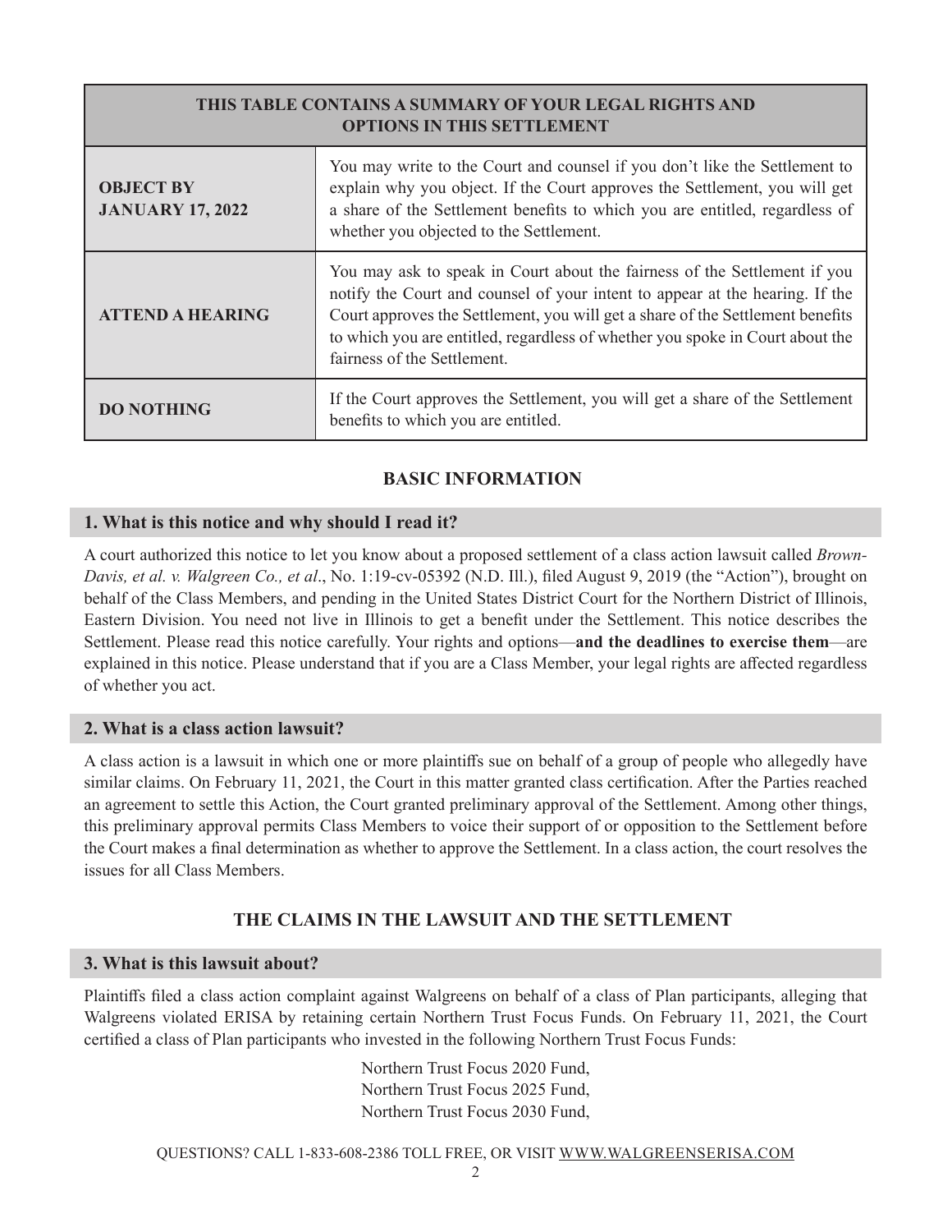| THIS TABLE CONTAINS A SUMMARY OF YOUR LEGAL RIGHTS AND OPTIONS IN THIS SETTLEMENT | |
|---|---|
| **OBJECT BY JANUARY 17, 2022** | You may write to the Court and counsel if you don't like the Settlement to explain why you object. If the Court approves the Settlement, you will get a share of the Settlement benefits to which you are entitled, regardless of whether you objected to the Settlement. |
| **ATTEND A HEARING** | You may ask to speak in Court about the fairness of the Settlement if you notify the Court and counsel of your intent to appear at the hearing. If the Court approves the Settlement, you will get a share of the Settlement benefits to which you are entitled, regardless of whether you spoke in Court about the fairness of the Settlement. |
| **DO NOTHING** | If the Court approves the Settlement, you will get a share of the Settlement benefits to which you are entitled. |

## BASIC INFORMATION

### 1. What is this notice and why should I read it?

A court authorized this notice to let you know about a proposed settlement of a class action lawsuit called *Brown-Davis, et al. v. Walgreen Co., et al*., No. 1:19-cv-05392 (N.D. Ill.), filed August 9, 2019 (the "Action"), brought on behalf of the Class Members, and pending in the United States District Court for the Northern District of Illinois, Eastern Division. You need not live in Illinois to get a benefit under the Settlement. This notice describes the Settlement. Please read this notice carefully. Your rights and options—**and the deadlines to exercise them**—are explained in this notice. Please understand that if you are a Class Member, your legal rights are affected regardless of whether you act.

### 2. What is a class action lawsuit?

A class action is a lawsuit in which one or more plaintiffs sue on behalf of a group of people who allegedly have similar claims. On February 11, 2021, the Court in this matter granted class certification. After the Parties reached an agreement to settle this Action, the Court granted preliminary approval of the Settlement. Among other things, this preliminary approval permits Class Members to voice their support of or opposition to the Settlement before the Court makes a final determination as whether to approve the Settlement. In a class action, the court resolves the issues for all Class Members.

## THE CLAIMS IN THE LAWSUIT AND THE SETTLEMENT

### 3. What is this lawsuit about?

Plaintiffs filed a class action complaint against Walgreens on behalf of a class of Plan participants, alleging that Walgreens violated ERISA by retaining certain Northern Trust Focus Funds. On February 11, 2021, the Court certified a class of Plan participants who invested in the following Northern Trust Focus Funds:

Northern Trust Focus 2020 Fund,
Northern Trust Focus 2025 Fund,
Northern Trust Focus 2030 Fund,

QUESTIONS? CALL 1-833-608-2386 TOLL FREE, OR VISIT WWW.WALGREENSERISA.COM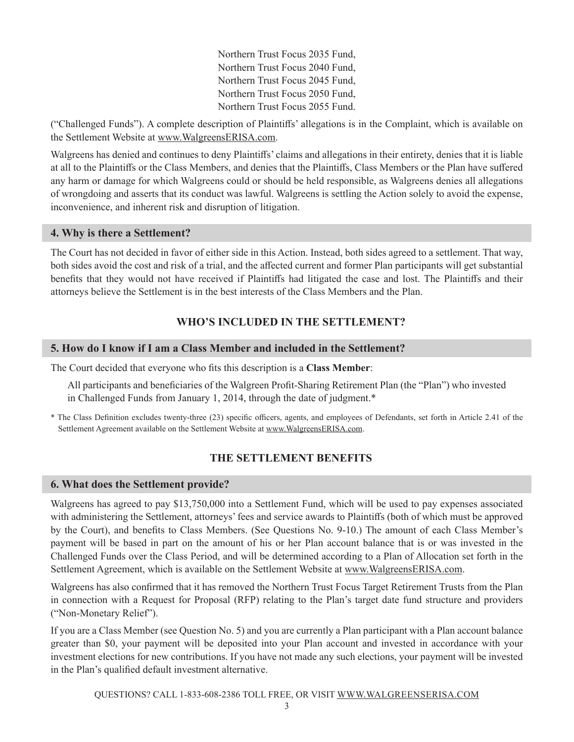Northern Trust Focus 2035 Fund,
Northern Trust Focus 2040 Fund,
Northern Trust Focus 2045 Fund,
Northern Trust Focus 2050 Fund,
Northern Trust Focus 2055 Fund.

("Challenged Funds"). A complete description of Plaintiffs' allegations is in the Complaint, which is available on the Settlement Website at www.WalgreensERISA.com.

Walgreens has denied and continues to deny Plaintiffs' claims and allegations in their entirety, denies that it is liable at all to the Plaintiffs or the Class Members, and denies that the Plaintiffs, Class Members or the Plan have suffered any harm or damage for which Walgreens could or should be held responsible, as Walgreens denies all allegations of wrongdoing and asserts that its conduct was lawful. Walgreens is settling the Action solely to avoid the expense, inconvenience, and inherent risk and disruption of litigation.

### 4. Why is there a Settlement?

The Court has not decided in favor of either side in this Action. Instead, both sides agreed to a settlement. That way, both sides avoid the cost and risk of a trial, and the affected current and former Plan participants will get substantial benefits that they would not have received if Plaintiffs had litigated the case and lost. The Plaintiffs and their attorneys believe the Settlement is in the best interests of the Class Members and the Plan.

## WHO'S INCLUDED IN THE SETTLEMENT?

### 5. How do I know if I am a Class Member and included in the Settlement?

The Court decided that everyone who fits this description is a **Class Member**:

> All participants and beneficiaries of the Walgreen Profit-Sharing Retirement Plan (the "Plan") who invested in Challenged Funds from January 1, 2014, through the date of judgment.*

* The Class Definition excludes twenty-three (23) specific officers, agents, and employees of Defendants, set forth in Article 2.41 of the Settlement Agreement available on the Settlement Website at www.WalgreensERISA.com.

## THE SETTLEMENT BENEFITS

### 6. What does the Settlement provide?

Walgreens has agreed to pay $13,750,000 into a Settlement Fund, which will be used to pay expenses associated with administering the Settlement, attorneys' fees and service awards to Plaintiffs (both of which must be approved by the Court), and benefits to Class Members. (See Questions No. 9-10.) The amount of each Class Member's payment will be based in part on the amount of his or her Plan account balance that is or was invested in the Challenged Funds over the Class Period, and will be determined according to a Plan of Allocation set forth in the Settlement Agreement, which is available on the Settlement Website at www.WalgreensERISA.com.

Walgreens has also confirmed that it has removed the Northern Trust Focus Target Retirement Trusts from the Plan in connection with a Request for Proposal (RFP) relating to the Plan's target date fund structure and providers ("Non-Monetary Relief").

If you are a Class Member (see Question No. 5) and you are currently a Plan participant with a Plan account balance greater than $0, your payment will be deposited into your Plan account and invested in accordance with your investment elections for new contributions. If you have not made any such elections, your payment will be invested in the Plan's qualified default investment alternative.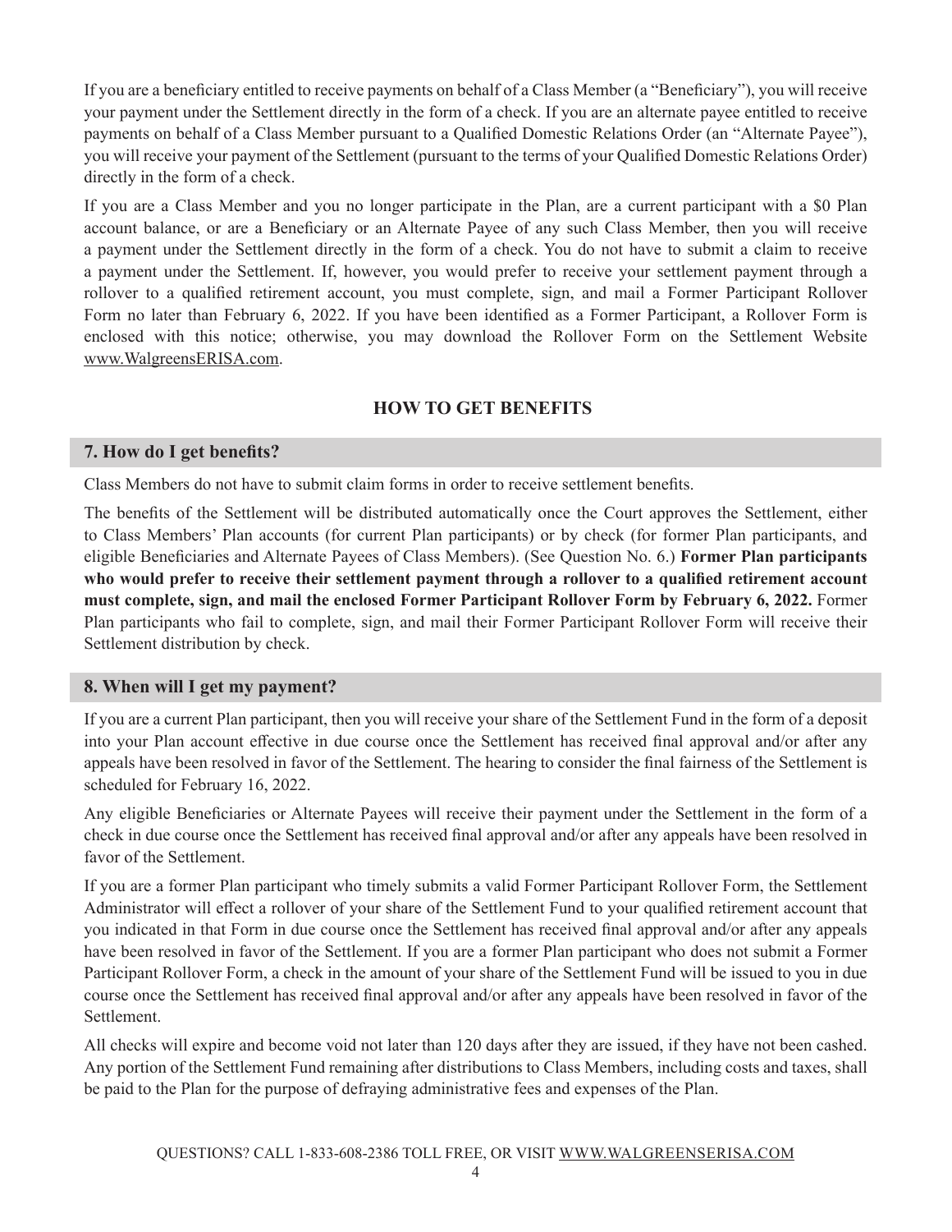If you are a beneficiary entitled to receive payments on behalf of a Class Member (a "Beneficiary"), you will receive your payment under the Settlement directly in the form of a check. If you are an alternate payee entitled to receive payments on behalf of a Class Member pursuant to a Qualified Domestic Relations Order (an "Alternate Payee"), you will receive your payment of the Settlement (pursuant to the terms of your Qualified Domestic Relations Order) directly in the form of a check.

If you are a Class Member and you no longer participate in the Plan, are a current participant with a $0 Plan account balance, or are a Beneficiary or an Alternate Payee of any such Class Member, then you will receive a payment under the Settlement directly in the form of a check. You do not have to submit a claim to receive a payment under the Settlement. If, however, you would prefer to receive your settlement payment through a rollover to a qualified retirement account, you must complete, sign, and mail a Former Participant Rollover Form no later than February 6, 2022. If you have been identified as a Former Participant, a Rollover Form is enclosed with this notice; otherwise, you may download the Rollover Form on the Settlement Website www.WalgreensERISA.com.

## HOW TO GET BENEFITS

### 7. How do I get benefits?

Class Members do not have to submit claim forms in order to receive settlement benefits.

The benefits of the Settlement will be distributed automatically once the Court approves the Settlement, either to Class Members' Plan accounts (for current Plan participants) or by check (for former Plan participants, and eligible Beneficiaries and Alternate Payees of Class Members). (See Question No. 6.) **Former Plan participants who would prefer to receive their settlement payment through a rollover to a qualified retirement account must complete, sign, and mail the enclosed Former Participant Rollover Form by February 6, 2022.** Former Plan participants who fail to complete, sign, and mail their Former Participant Rollover Form will receive their Settlement distribution by check.

### 8. When will I get my payment?

If you are a current Plan participant, then you will receive your share of the Settlement Fund in the form of a deposit into your Plan account effective in due course once the Settlement has received final approval and/or after any appeals have been resolved in favor of the Settlement. The hearing to consider the final fairness of the Settlement is scheduled for February 16, 2022.

Any eligible Beneficiaries or Alternate Payees will receive their payment under the Settlement in the form of a check in due course once the Settlement has received final approval and/or after any appeals have been resolved in favor of the Settlement.

If you are a former Plan participant who timely submits a valid Former Participant Rollover Form, the Settlement Administrator will effect a rollover of your share of the Settlement Fund to your qualified retirement account that you indicated in that Form in due course once the Settlement has received final approval and/or after any appeals have been resolved in favor of the Settlement. If you are a former Plan participant who does not submit a Former Participant Rollover Form, a check in the amount of your share of the Settlement Fund will be issued to you in due course once the Settlement has received final approval and/or after any appeals have been resolved in favor of the Settlement.

All checks will expire and become void not later than 120 days after they are issued, if they have not been cashed. Any portion of the Settlement Fund remaining after distributions to Class Members, including costs and taxes, shall be paid to the Plan for the purpose of defraying administrative fees and expenses of the Plan.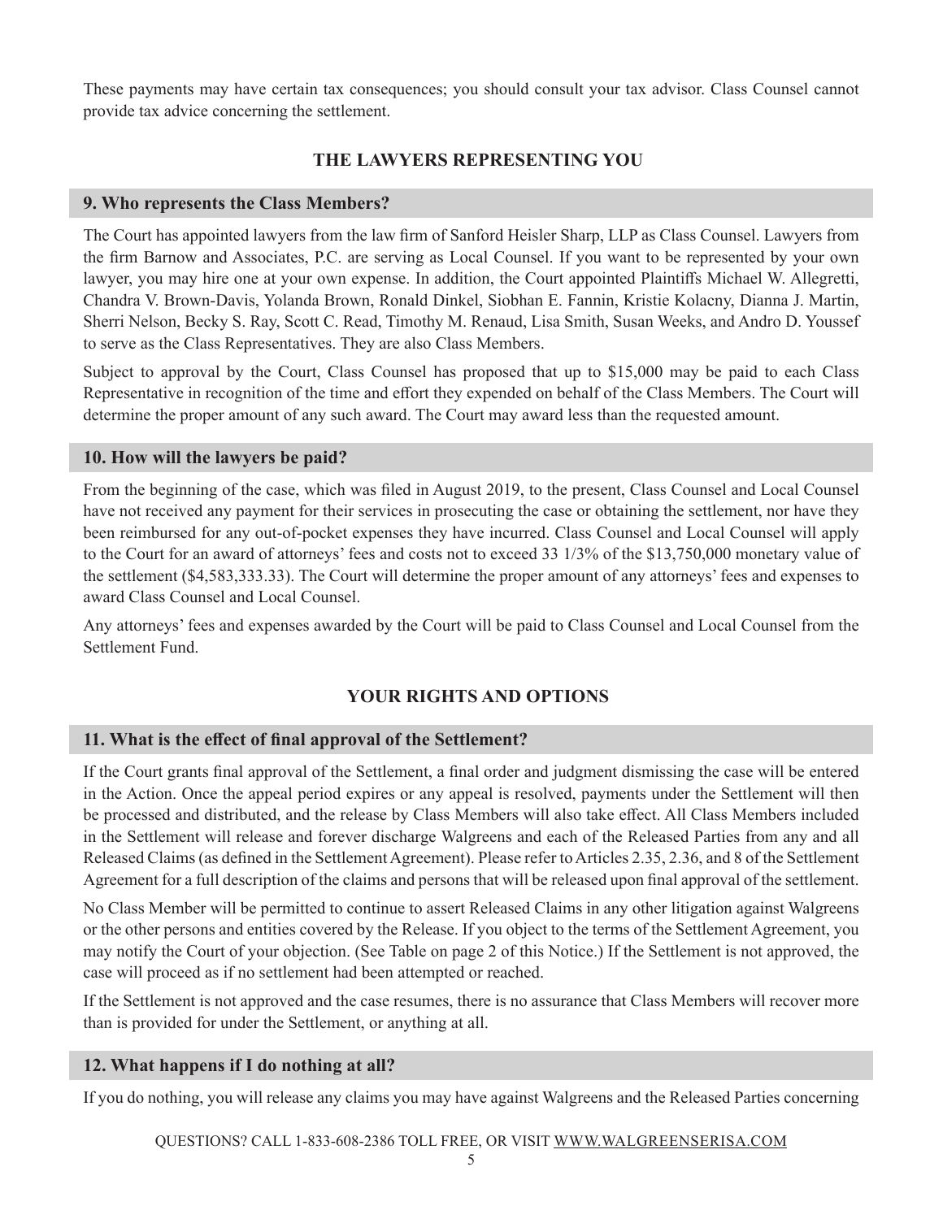These payments may have certain tax consequences; you should consult your tax advisor. Class Counsel cannot provide tax advice concerning the settlement.

## THE LAWYERS REPRESENTING YOU

### 9. Who represents the Class Members?

The Court has appointed lawyers from the law firm of Sanford Heisler Sharp, LLP as Class Counsel. Lawyers from the firm Barnow and Associates, P.C. are serving as Local Counsel. If you want to be represented by your own lawyer, you may hire one at your own expense. In addition, the Court appointed Plaintiffs Michael W. Allegretti, Chandra V. Brown-Davis, Yolanda Brown, Ronald Dinkel, Siobhan E. Fannin, Kristie Kolacny, Dianna J. Martin, Sherri Nelson, Becky S. Ray, Scott C. Read, Timothy M. Renaud, Lisa Smith, Susan Weeks, and Andro D. Youssef to serve as the Class Representatives. They are also Class Members.

Subject to approval by the Court, Class Counsel has proposed that up to $15,000 may be paid to each Class Representative in recognition of the time and effort they expended on behalf of the Class Members. The Court will determine the proper amount of any such award. The Court may award less than the requested amount.

### 10. How will the lawyers be paid?

From the beginning of the case, which was filed in August 2019, to the present, Class Counsel and Local Counsel have not received any payment for their services in prosecuting the case or obtaining the settlement, nor have they been reimbursed for any out-of-pocket expenses they have incurred. Class Counsel and Local Counsel will apply to the Court for an award of attorneys' fees and costs not to exceed 33 1/3% of the $13,750,000 monetary value of the settlement ($4,583,333.33). The Court will determine the proper amount of any attorneys' fees and expenses to award Class Counsel and Local Counsel.

Any attorneys' fees and expenses awarded by the Court will be paid to Class Counsel and Local Counsel from the Settlement Fund.

## YOUR RIGHTS AND OPTIONS

### 11. What is the effect of final approval of the Settlement?

If the Court grants final approval of the Settlement, a final order and judgment dismissing the case will be entered in the Action. Once the appeal period expires or any appeal is resolved, payments under the Settlement will then be processed and distributed, and the release by Class Members will also take effect. All Class Members included in the Settlement will release and forever discharge Walgreens and each of the Released Parties from any and all Released Claims (as defined in the Settlement Agreement). Please refer to Articles 2.35, 2.36, and 8 of the Settlement Agreement for a full description of the claims and persons that will be released upon final approval of the settlement.

No Class Member will be permitted to continue to assert Released Claims in any other litigation against Walgreens or the other persons and entities covered by the Release. If you object to the terms of the Settlement Agreement, you may notify the Court of your objection. (See Table on page 2 of this Notice.) If the Settlement is not approved, the case will proceed as if no settlement had been attempted or reached.

If the Settlement is not approved and the case resumes, there is no assurance that Class Members will recover more than is provided for under the Settlement, or anything at all.

### 12. What happens if I do nothing at all?

If you do nothing, you will release any claims you may have against Walgreens and the Released Parties concerning

QUESTIONS? CALL 1-833-608-2386 TOLL FREE, OR VISIT WWW.WALGREENSERISA.COM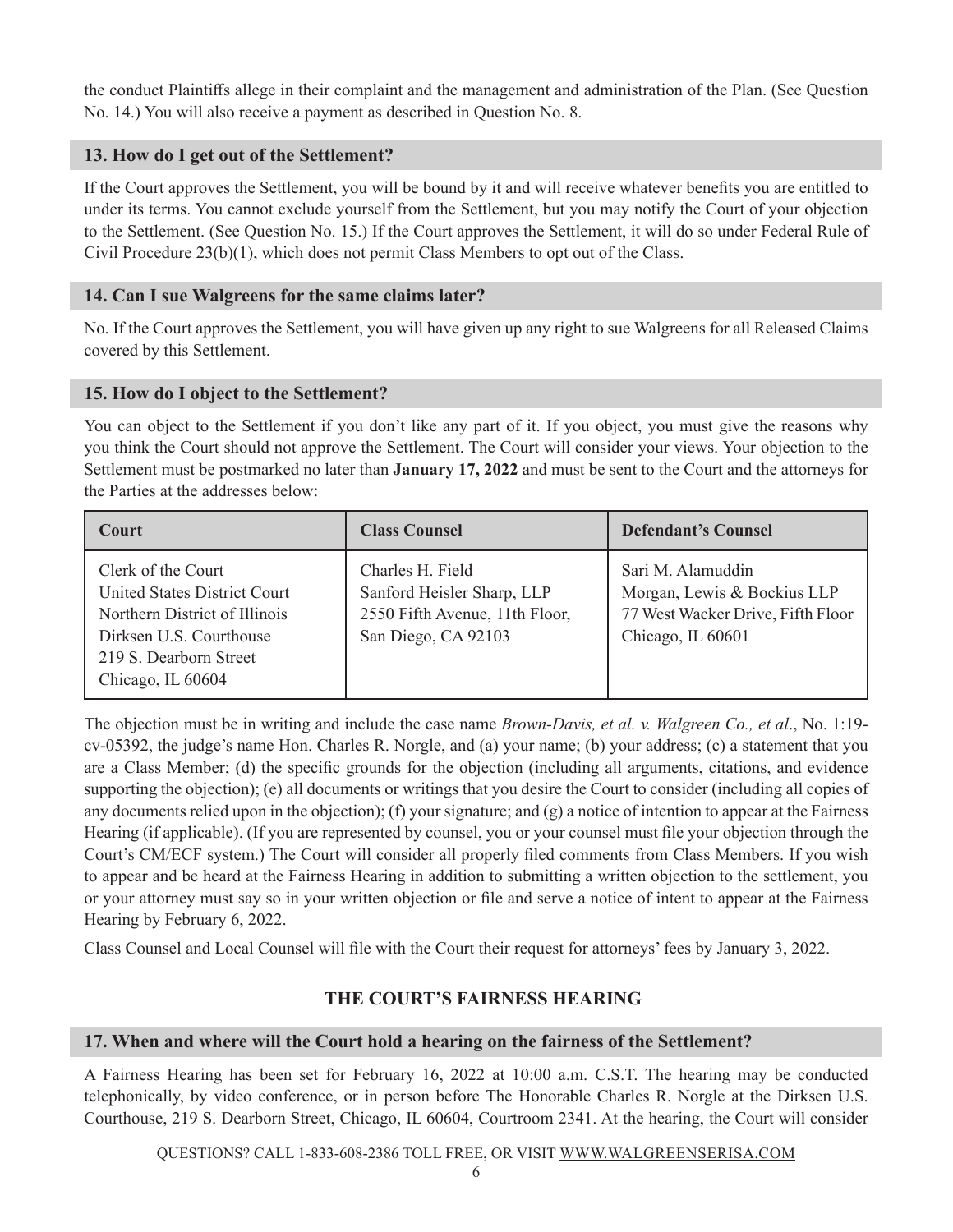the conduct Plaintiffs allege in their complaint and the management and administration of the Plan. (See Question No. 14.) You will also receive a payment as described in Question No. 8.

### 13. How do I get out of the Settlement?

If the Court approves the Settlement, you will be bound by it and will receive whatever benefits you are entitled to under its terms. You cannot exclude yourself from the Settlement, but you may notify the Court of your objection to the Settlement. (See Question No. 15.) If the Court approves the Settlement, it will do so under Federal Rule of Civil Procedure 23(b)(1), which does not permit Class Members to opt out of the Class.

### 14. Can I sue Walgreens for the same claims later?

No. If the Court approves the Settlement, you will have given up any right to sue Walgreens for all Released Claims covered by this Settlement.

### 15. How do I object to the Settlement?

You can object to the Settlement if you don't like any part of it. If you object, you must give the reasons why you think the Court should not approve the Settlement. The Court will consider your views. Your objection to the Settlement must be postmarked no later than **January 17, 2022** and must be sent to the Court and the attorneys for the Parties at the addresses below:

| Court | Class Counsel | Defendant's Counsel |
|---|---|---|
| Clerk of the Court<br>United States District Court<br>Northern District of Illinois<br>Dirksen U.S. Courthouse<br>219 S. Dearborn Street<br>Chicago, IL 60604 | Charles H. Field<br>Sanford Heisler Sharp, LLP<br>2550 Fifth Avenue, 11th Floor,<br>San Diego, CA 92103 | Sari M. Alamuddin<br>Morgan, Lewis & Bockius LLP<br>77 West Wacker Drive, Fifth Floor<br>Chicago, IL 60601 |

The objection must be in writing and include the case name *Brown-Davis, et al. v. Walgreen Co., et al*., No. 1:19-cv-05392, the judge's name Hon. Charles R. Norgle, and (a) your name; (b) your address; (c) a statement that you are a Class Member; (d) the specific grounds for the objection (including all arguments, citations, and evidence supporting the objection); (e) all documents or writings that you desire the Court to consider (including all copies of any documents relied upon in the objection); (f) your signature; and (g) a notice of intention to appear at the Fairness Hearing (if applicable). (If you are represented by counsel, you or your counsel must file your objection through the Court's CM/ECF system.) The Court will consider all properly filed comments from Class Members. If you wish to appear and be heard at the Fairness Hearing in addition to submitting a written objection to the settlement, you or your attorney must say so in your written objection or file and serve a notice of intent to appear at the Fairness Hearing by February 6, 2022.

Class Counsel and Local Counsel will file with the Court their request for attorneys' fees by January 3, 2022.

## THE COURT'S FAIRNESS HEARING

### 17. When and where will the Court hold a hearing on the fairness of the Settlement?

A Fairness Hearing has been set for February 16, 2022 at 10:00 a.m. C.S.T. The hearing may be conducted telephonically, by video conference, or in person before The Honorable Charles R. Norgle at the Dirksen U.S. Courthouse, 219 S. Dearborn Street, Chicago, IL 60604, Courtroom 2341. At the hearing, the Court will consider

QUESTIONS? CALL 1-833-608-2386 TOLL FREE, OR VISIT WWW.WALGREENSERISA.COM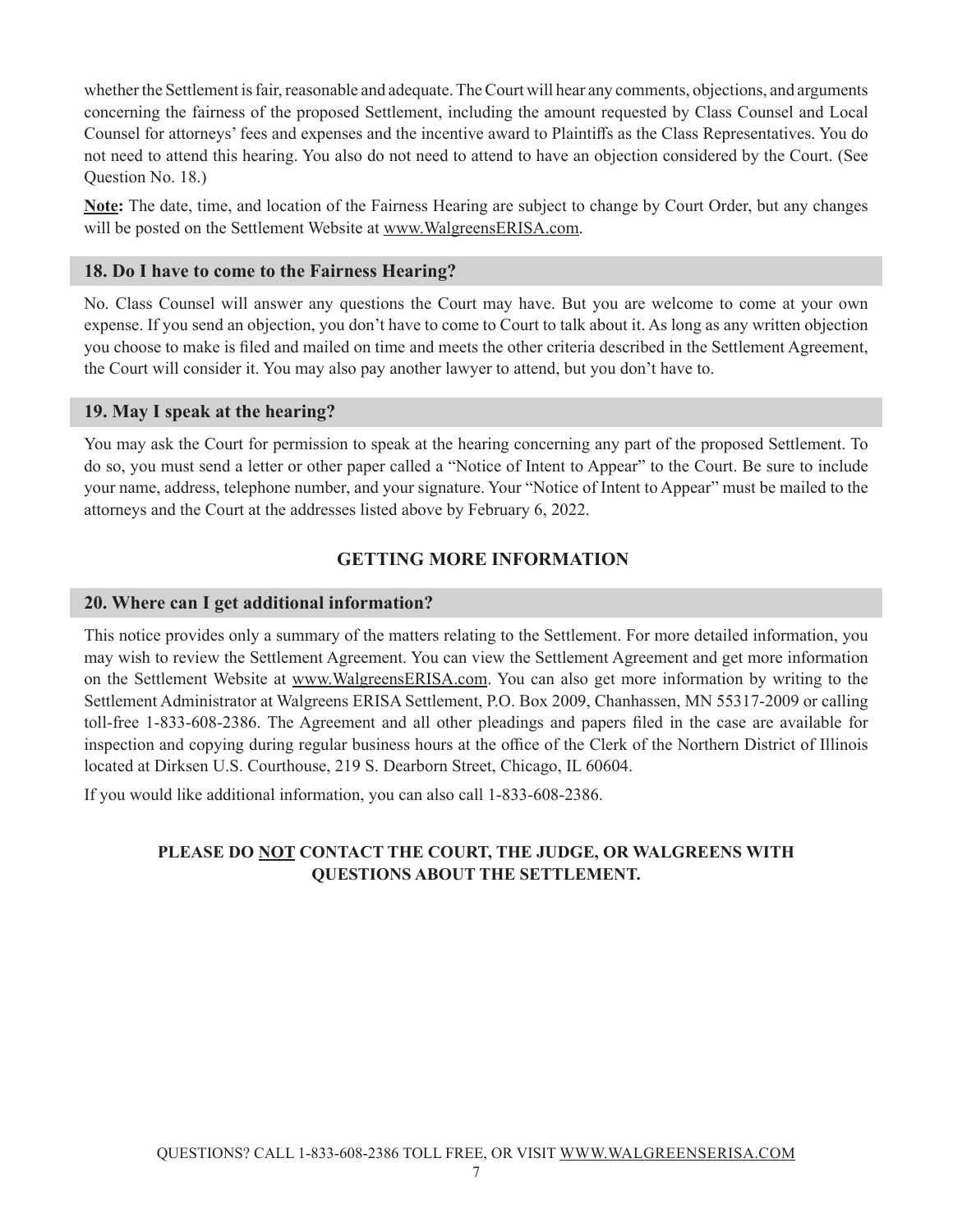whether the Settlement is fair, reasonable and adequate. The Court will hear any comments, objections, and arguments concerning the fairness of the proposed Settlement, including the amount requested by Class Counsel and Local Counsel for attorneys' fees and expenses and the incentive award to Plaintiffs as the Class Representatives. You do not need to attend this hearing. You also do not need to attend to have an objection considered by the Court. (See Question No. 18.)

**Note:** The date, time, and location of the Fairness Hearing are subject to change by Court Order, but any changes will be posted on the Settlement Website at www.WalgreensERISA.com.

### 18. Do I have to come to the Fairness Hearing?

No. Class Counsel will answer any questions the Court may have. But you are welcome to come at your own expense. If you send an objection, you don't have to come to Court to talk about it. As long as any written objection you choose to make is filed and mailed on time and meets the other criteria described in the Settlement Agreement, the Court will consider it. You may also pay another lawyer to attend, but you don't have to.

### 19. May I speak at the hearing?

You may ask the Court for permission to speak at the hearing concerning any part of the proposed Settlement. To do so, you must send a letter or other paper called a "Notice of Intent to Appear" to the Court. Be sure to include your name, address, telephone number, and your signature. Your "Notice of Intent to Appear" must be mailed to the attorneys and the Court at the addresses listed above by February 6, 2022.

## GETTING MORE INFORMATION

### 20. Where can I get additional information?

This notice provides only a summary of the matters relating to the Settlement. For more detailed information, you may wish to review the Settlement Agreement. You can view the Settlement Agreement and get more information on the Settlement Website at www.WalgreensERISA.com. You can also get more information by writing to the Settlement Administrator at Walgreens ERISA Settlement, P.O. Box 2009, Chanhassen, MN 55317-2009 or calling toll-free 1-833-608-2386. The Agreement and all other pleadings and papers filed in the case are available for inspection and copying during regular business hours at the office of the Clerk of the Northern District of Illinois located at Dirksen U.S. Courthouse, 219 S. Dearborn Street, Chicago, IL 60604.

If you would like additional information, you can also call 1-833-608-2386.

**PLEASE DO NOT CONTACT THE COURT, THE JUDGE, OR WALGREENS WITH QUESTIONS ABOUT THE SETTLEMENT.**